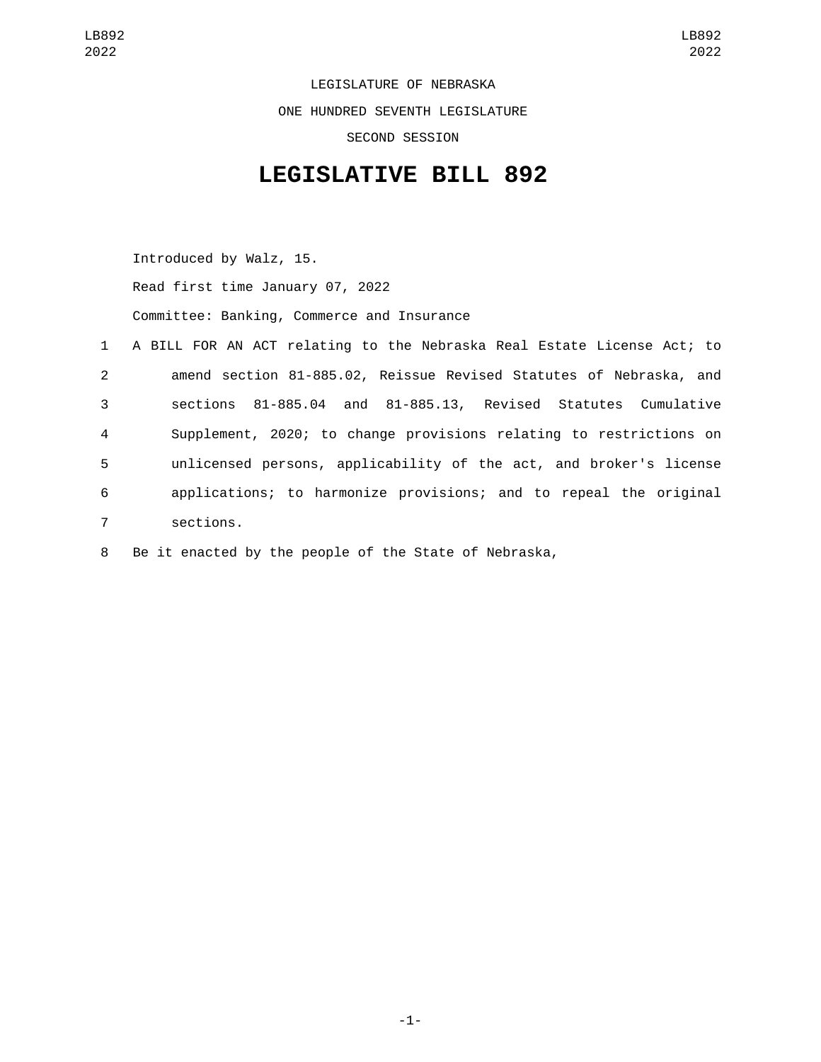LEGISLATURE OF NEBRASKA

ONE HUNDRED SEVENTH LEGISLATURE

SECOND SESSION

# LEGISLATIVE BILL 892

Introduced by Walz, 15.

Read first time January 07, 2022

Committee: Banking, Commerce and Insurance

1 A BILL FOR AN ACT relating to the Nebraska Real Estate License Act; to
2 amend section 81-885.02, Reissue Revised Statutes of Nebraska, and
3 sections 81-885.04 and 81-885.13, Revised Statutes Cumulative
4 Supplement, 2020; to change provisions relating to restrictions on
5 unlicensed persons, applicability of the act, and broker's license
6 applications; to harmonize provisions; and to repeal the original
7 sections.

8 Be it enacted by the people of the State of Nebraska,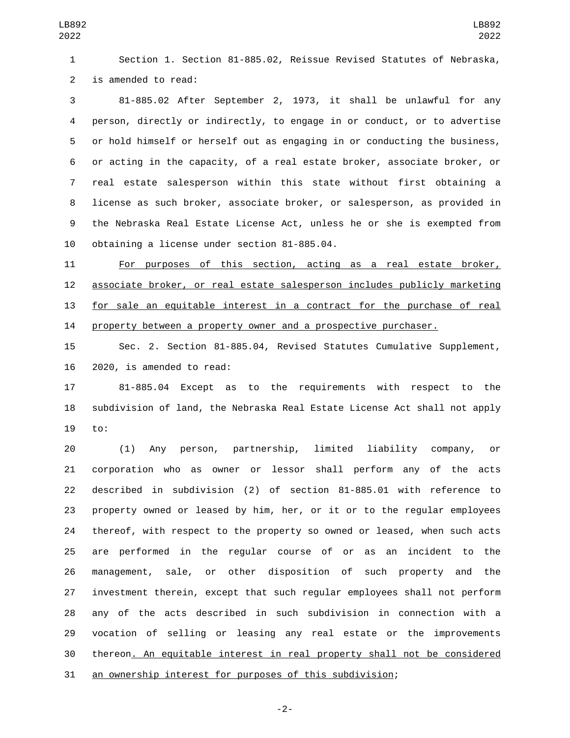Section 1. Section 81-885.02, Reissue Revised Statutes of Nebraska, is amended to read:

81-885.02 After September 2, 1973, it shall be unlawful for any person, directly or indirectly, to engage in or conduct, or to advertise or hold himself or herself out as engaging in or conducting the business, or acting in the capacity, of a real estate broker, associate broker, or real estate salesperson within this state without first obtaining a license as such broker, associate broker, or salesperson, as provided in the Nebraska Real Estate License Act, unless he or she is exempted from obtaining a license under section 81-885.04.

<u>For purposes of this section, acting as a real estate broker, associate broker, or real estate salesperson includes publicly marketing for sale an equitable interest in a contract for the purchase of real property between a property owner and a prospective purchaser.</u>

Sec. 2. Section 81-885.04, Revised Statutes Cumulative Supplement, 2020, is amended to read:

81-885.04 Except as to the requirements with respect to the subdivision of land, the Nebraska Real Estate License Act shall not apply to:

(1) Any person, partnership, limited liability company, or corporation who as owner or lessor shall perform any of the acts described in subdivision (2) of section 81-885.01 with reference to property owned or leased by him, her, or it or to the regular employees thereof, with respect to the property so owned or leased, when such acts are performed in the regular course of or as an incident to the management, sale, or other disposition of such property and the investment therein, except that such regular employees shall not perform any of the acts described in such subdivision in connection with a vocation of selling or leasing any real estate or the improvements thereon<u>. An equitable interest in real property shall not be considered an ownership interest for purposes of this subdivision</u>;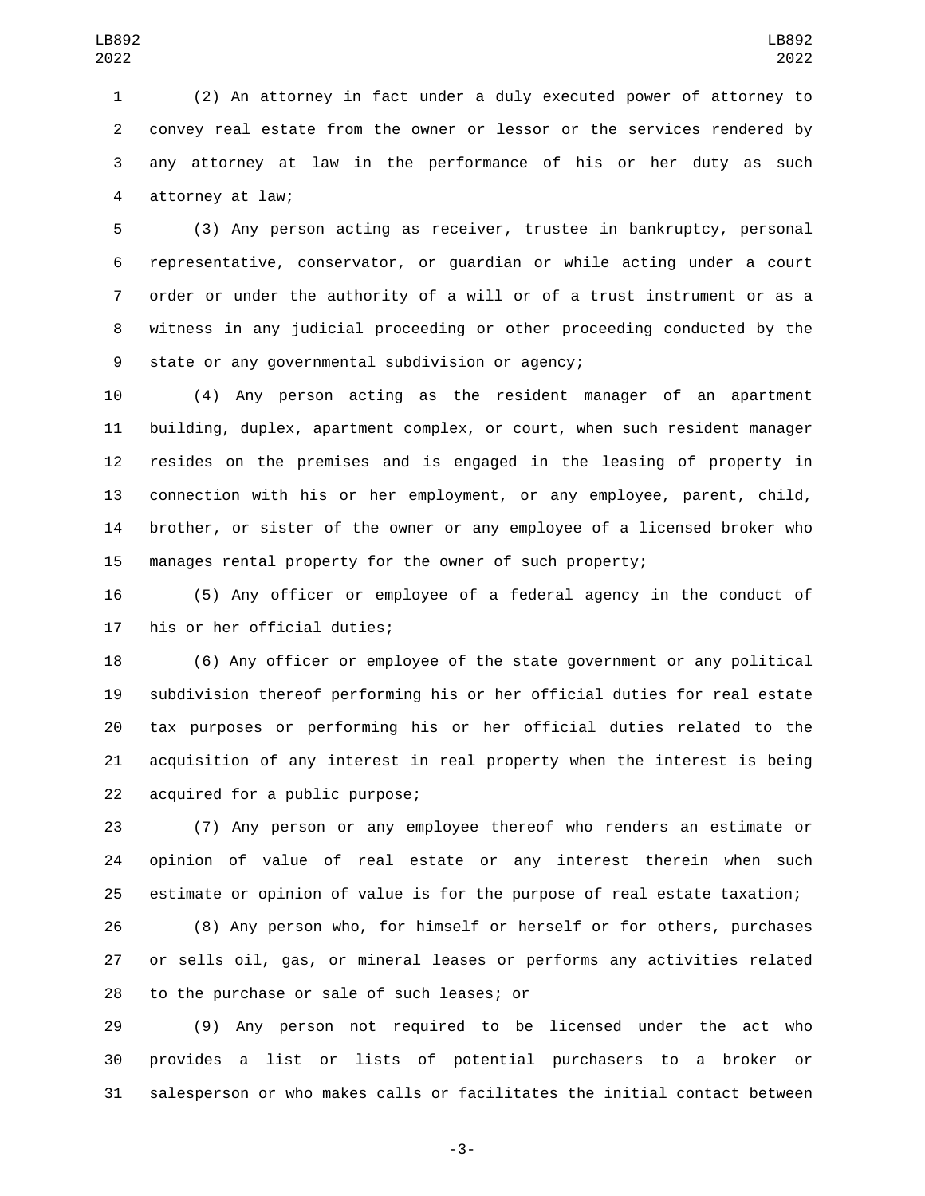(2) An attorney in fact under a duly executed power of attorney to convey real estate from the owner or lessor or the services rendered by any attorney at law in the performance of his or her duty as such attorney at law;

(3) Any person acting as receiver, trustee in bankruptcy, personal representative, conservator, or guardian or while acting under a court order or under the authority of a will or of a trust instrument or as a witness in any judicial proceeding or other proceeding conducted by the state or any governmental subdivision or agency;

(4) Any person acting as the resident manager of an apartment building, duplex, apartment complex, or court, when such resident manager resides on the premises and is engaged in the leasing of property in connection with his or her employment, or any employee, parent, child, brother, or sister of the owner or any employee of a licensed broker who manages rental property for the owner of such property;

(5) Any officer or employee of a federal agency in the conduct of his or her official duties;

(6) Any officer or employee of the state government or any political subdivision thereof performing his or her official duties for real estate tax purposes or performing his or her official duties related to the acquisition of any interest in real property when the interest is being acquired for a public purpose;

(7) Any person or any employee thereof who renders an estimate or opinion of value of real estate or any interest therein when such estimate or opinion of value is for the purpose of real estate taxation;

(8) Any person who, for himself or herself or for others, purchases or sells oil, gas, or mineral leases or performs any activities related to the purchase or sale of such leases; or

(9) Any person not required to be licensed under the act who provides a list or lists of potential purchasers to a broker or salesperson or who makes calls or facilitates the initial contact between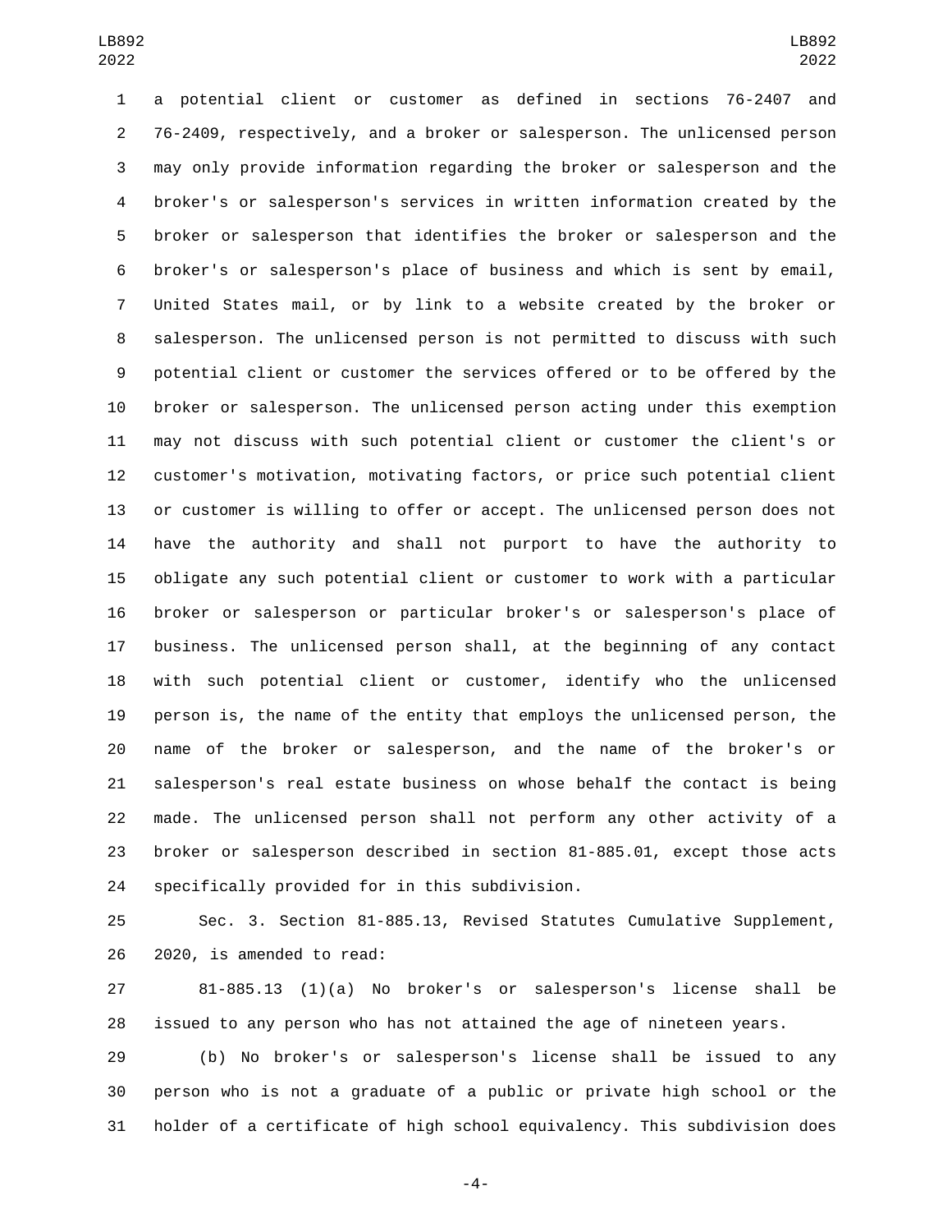a potential client or customer as defined in sections 76-2407 and 76-2409, respectively, and a broker or salesperson. The unlicensed person may only provide information regarding the broker or salesperson and the broker's or salesperson's services in written information created by the broker or salesperson that identifies the broker or salesperson and the broker's or salesperson's place of business and which is sent by email, United States mail, or by link to a website created by the broker or salesperson. The unlicensed person is not permitted to discuss with such potential client or customer the services offered or to be offered by the broker or salesperson. The unlicensed person acting under this exemption may not discuss with such potential client or customer the client's or customer's motivation, motivating factors, or price such potential client or customer is willing to offer or accept. The unlicensed person does not have the authority and shall not purport to have the authority to obligate any such potential client or customer to work with a particular broker or salesperson or particular broker's or salesperson's place of business. The unlicensed person shall, at the beginning of any contact with such potential client or customer, identify who the unlicensed person is, the name of the entity that employs the unlicensed person, the name of the broker or salesperson, and the name of the broker's or salesperson's real estate business on whose behalf the contact is being made. The unlicensed person shall not perform any other activity of a broker or salesperson described in section 81-885.01, except those acts specifically provided for in this subdivision.

Sec. 3. Section 81-885.13, Revised Statutes Cumulative Supplement, 2020, is amended to read:

81-885.13 (1)(a) No broker's or salesperson's license shall be issued to any person who has not attained the age of nineteen years.

(b) No broker's or salesperson's license shall be issued to any person who is not a graduate of a public or private high school or the holder of a certificate of high school equivalency. This subdivision does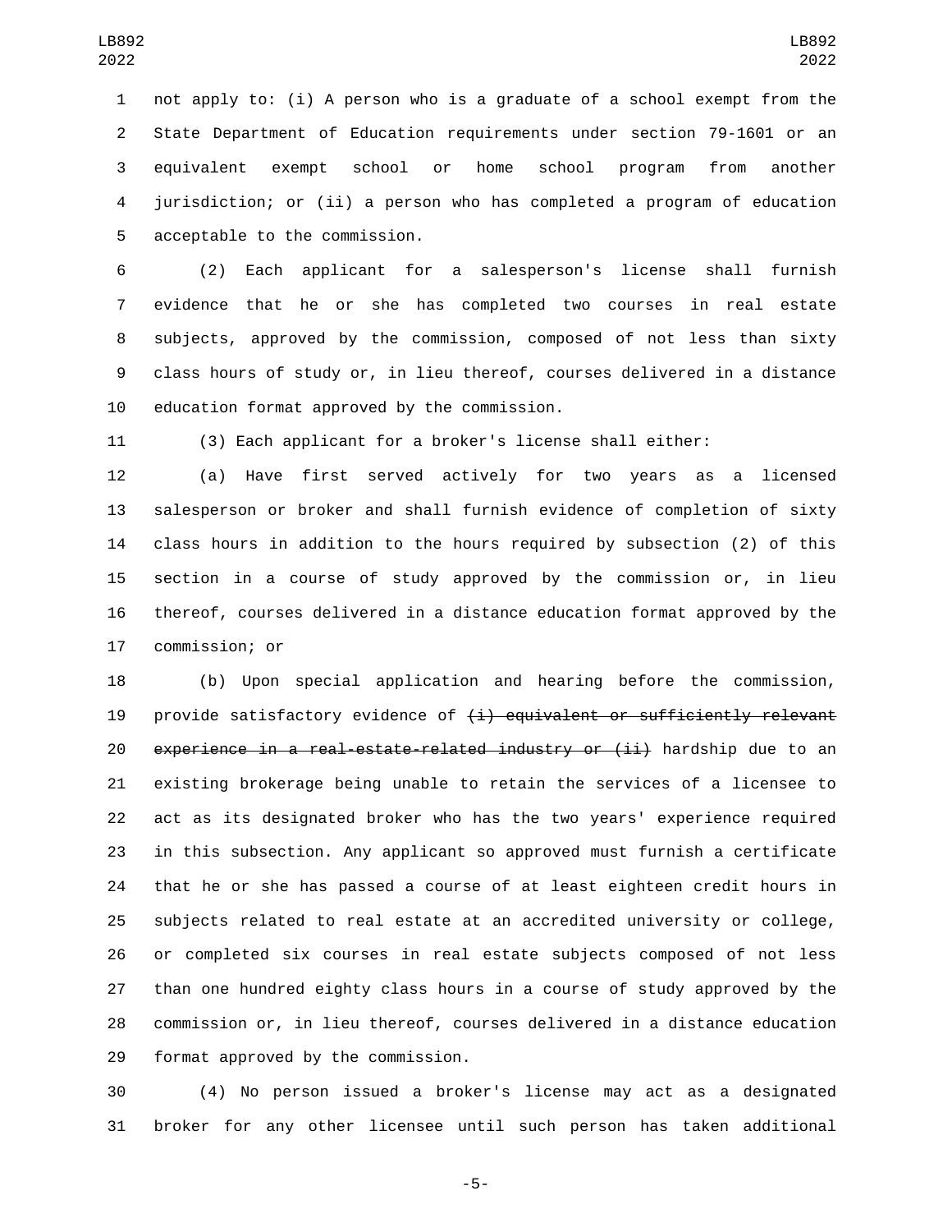not apply to: (i) A person who is a graduate of a school exempt from the State Department of Education requirements under section 79-1601 or an equivalent exempt school or home school program from another jurisdiction; or (ii) a person who has completed a program of education acceptable to the commission.

(2) Each applicant for a salesperson's license shall furnish evidence that he or she has completed two courses in real estate subjects, approved by the commission, composed of not less than sixty class hours of study or, in lieu thereof, courses delivered in a distance education format approved by the commission.

(3) Each applicant for a broker's license shall either:

(a) Have first served actively for two years as a licensed salesperson or broker and shall furnish evidence of completion of sixty class hours in addition to the hours required by subsection (2) of this section in a course of study approved by the commission or, in lieu thereof, courses delivered in a distance education format approved by the commission; or

(b) Upon special application and hearing before the commission, provide satisfactory evidence of ~~(i) equivalent or sufficiently relevant experience in a real-estate-related industry or (ii)~~ hardship due to an existing brokerage being unable to retain the services of a licensee to act as its designated broker who has the two years' experience required in this subsection. Any applicant so approved must furnish a certificate that he or she has passed a course of at least eighteen credit hours in subjects related to real estate at an accredited university or college, or completed six courses in real estate subjects composed of not less than one hundred eighty class hours in a course of study approved by the commission or, in lieu thereof, courses delivered in a distance education format approved by the commission.

(4) No person issued a broker's license may act as a designated broker for any other licensee until such person has taken additional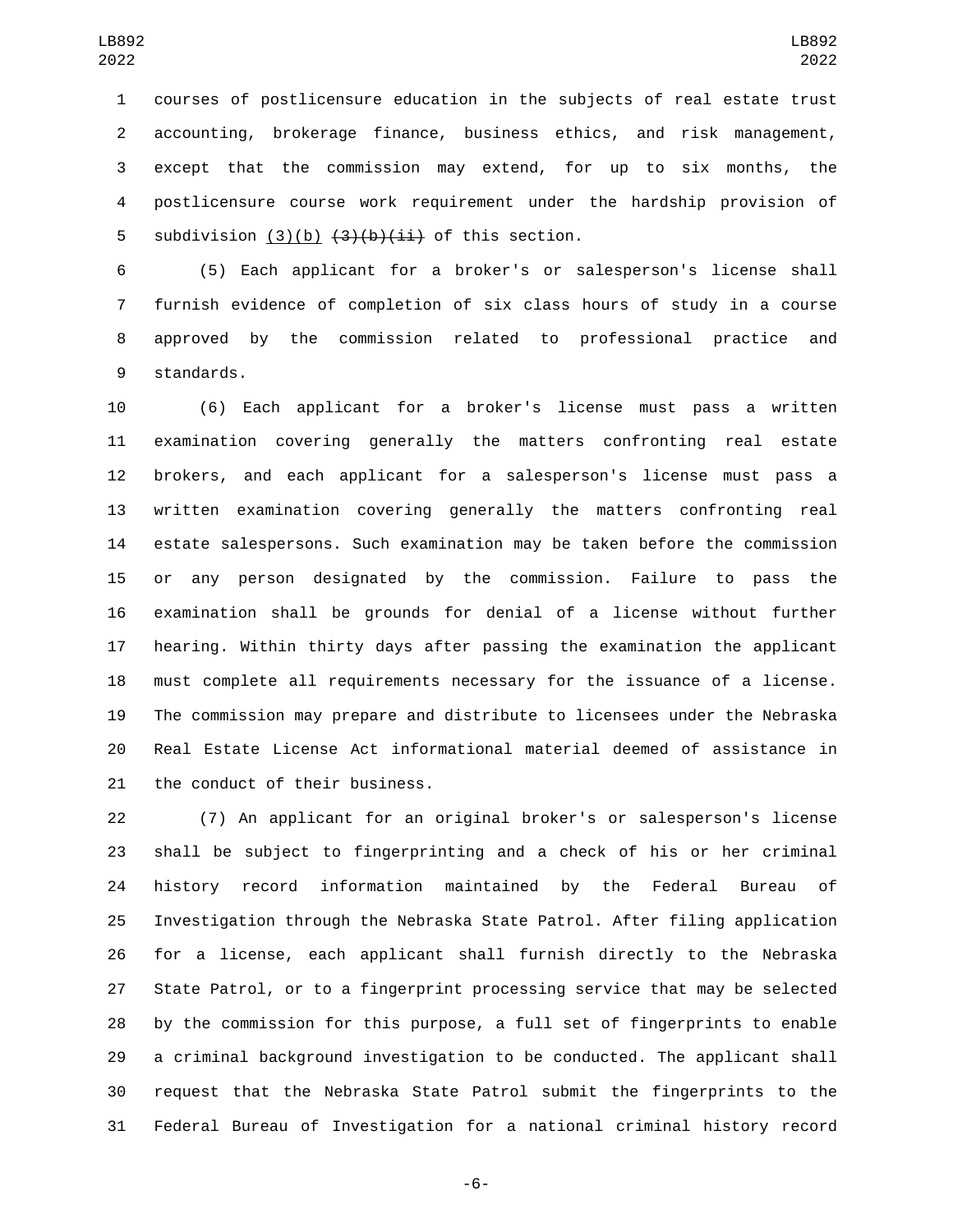courses of postlicensure education in the subjects of real estate trust accounting, brokerage finance, business ethics, and risk management, except that the commission may extend, for up to six months, the postlicensure course work requirement under the hardship provision of subdivision <u>(3)(b)</u> ~~(3)(b)(ii)~~ of this section.

(5) Each applicant for a broker's or salesperson's license shall furnish evidence of completion of six class hours of study in a course approved by the commission related to professional practice and standards.

(6) Each applicant for a broker's license must pass a written examination covering generally the matters confronting real estate brokers, and each applicant for a salesperson's license must pass a written examination covering generally the matters confronting real estate salespersons. Such examination may be taken before the commission or any person designated by the commission. Failure to pass the examination shall be grounds for denial of a license without further hearing. Within thirty days after passing the examination the applicant must complete all requirements necessary for the issuance of a license. The commission may prepare and distribute to licensees under the Nebraska Real Estate License Act informational material deemed of assistance in the conduct of their business.

(7) An applicant for an original broker's or salesperson's license shall be subject to fingerprinting and a check of his or her criminal history record information maintained by the Federal Bureau of Investigation through the Nebraska State Patrol. After filing application for a license, each applicant shall furnish directly to the Nebraska State Patrol, or to a fingerprint processing service that may be selected by the commission for this purpose, a full set of fingerprints to enable a criminal background investigation to be conducted. The applicant shall request that the Nebraska State Patrol submit the fingerprints to the Federal Bureau of Investigation for a national criminal history record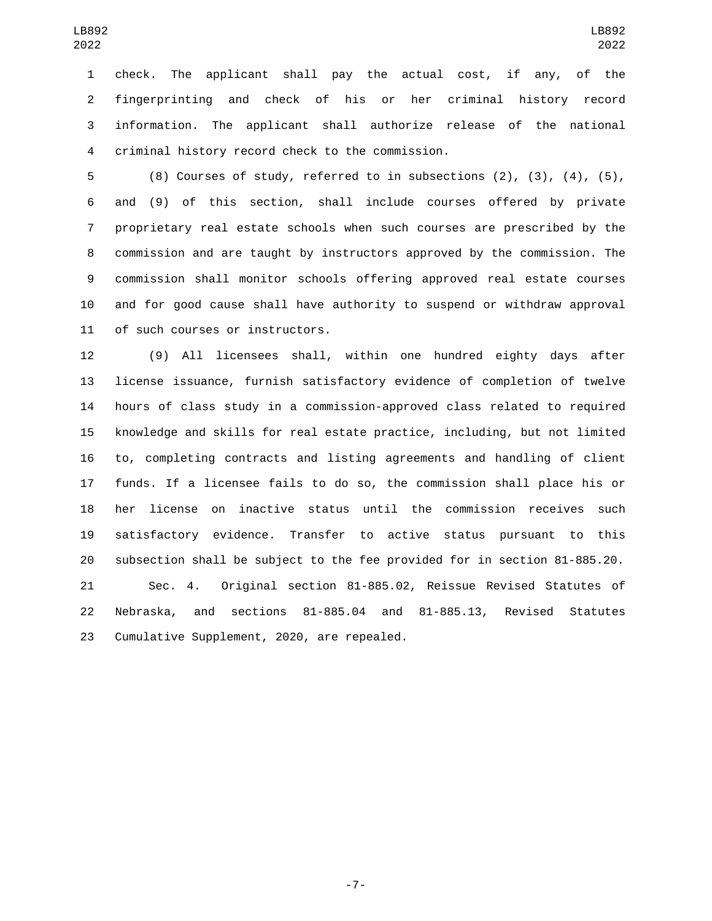check. The applicant shall pay the actual cost, if any, of the fingerprinting and check of his or her criminal history record information. The applicant shall authorize release of the national criminal history record check to the commission.

(8) Courses of study, referred to in subsections (2), (3), (4), (5), and (9) of this section, shall include courses offered by private proprietary real estate schools when such courses are prescribed by the commission and are taught by instructors approved by the commission. The commission shall monitor schools offering approved real estate courses and for good cause shall have authority to suspend or withdraw approval of such courses or instructors.

(9) All licensees shall, within one hundred eighty days after license issuance, furnish satisfactory evidence of completion of twelve hours of class study in a commission-approved class related to required knowledge and skills for real estate practice, including, but not limited to, completing contracts and listing agreements and handling of client funds. If a licensee fails to do so, the commission shall place his or her license on inactive status until the commission receives such satisfactory evidence. Transfer to active status pursuant to this subsection shall be subject to the fee provided for in section 81-885.20.

Sec. 4. Original section 81-885.02, Reissue Revised Statutes of Nebraska, and sections 81-885.04 and 81-885.13, Revised Statutes Cumulative Supplement, 2020, are repealed.